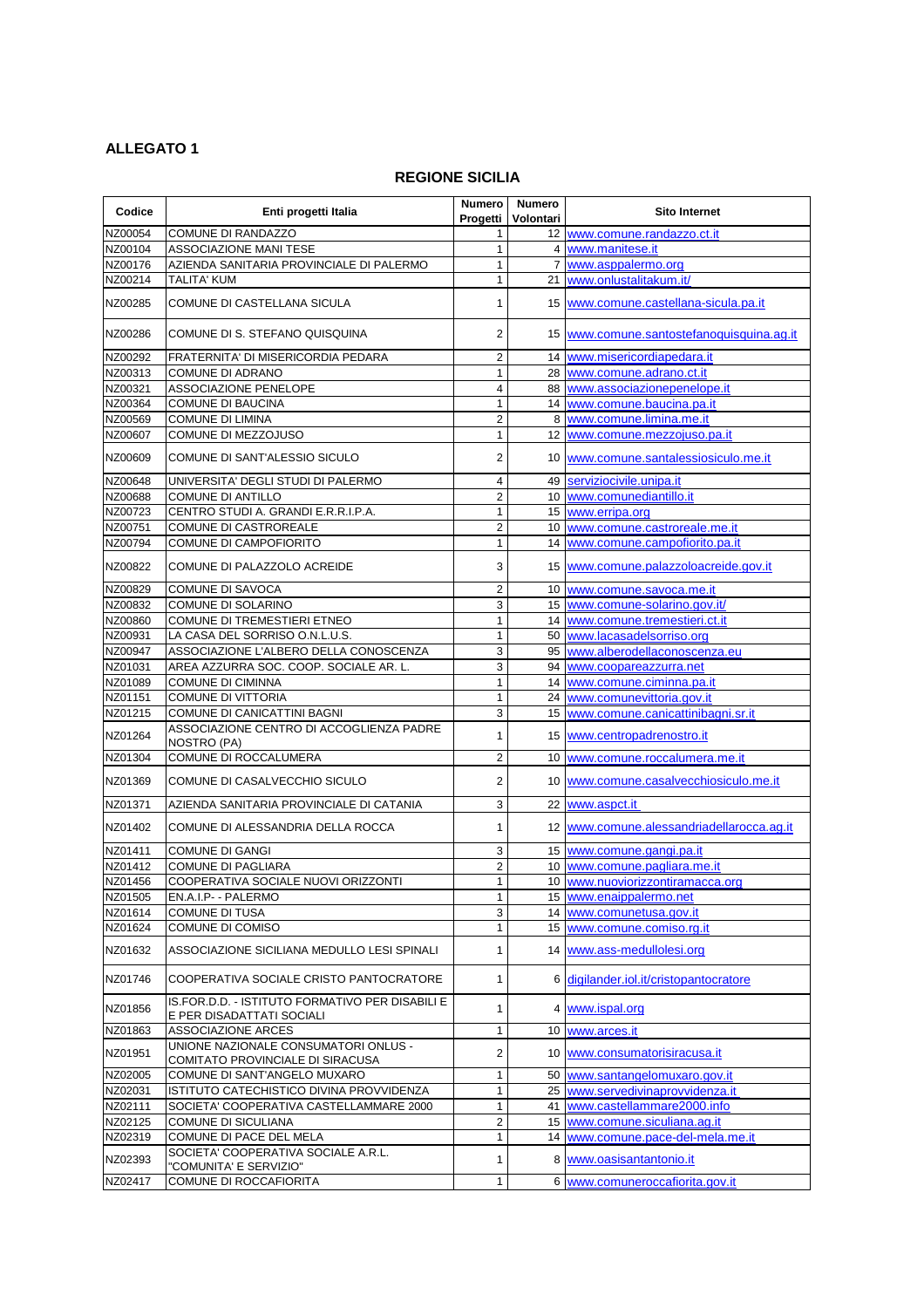**ALLEGATO 1**

## REGIONE SICILIA

| Codice | Enti progetti Italia | Numero Progetti | Numero Volontari | Sito Internet |
|---|---|---|---|---|
| NZ00054 | COMUNE DI RANDAZZO | 1 | 12 | www.comune.randazzo.ct.it |
| NZ00104 | ASSOCIAZIONE MANI TESE | 1 | 4 | www.manitese.it |
| NZ00176 | AZIENDA SANITARIA PROVINCIALE DI PALERMO | 1 | 7 | www.asppalermo.org |
| NZ00214 | TALITA' KUM | 1 | 21 | www.onlustalitakum.it/ |
| NZ00285 | COMUNE DI CASTELLANA SICULA | 1 | 15 | www.comune.castellana-sicula.pa.it |
| NZ00286 | COMUNE DI S. STEFANO QUISQUINA | 2 | 15 | www.comune.santostefanoquisquina.ag.it |
| NZ00292 | FRATERNITA' DI MISERICORDIA PEDARA | 2 | 14 | www.misericordiapedara.it |
| NZ00313 | COMUNE DI ADRANO | 1 | 28 | www.comune.adrano.ct.it |
| NZ00321 | ASSOCIAZIONE PENELOPE | 4 | 88 | www.associazionepenelope.it |
| NZ00364 | COMUNE DI BAUCINA | 1 | 14 | www.comune.baucina.pa.it |
| NZ00569 | COMUNE DI LIMINA | 2 | 8 | www.comune.limina.me.it |
| NZ00607 | COMUNE DI MEZZOJUSO | 1 | 12 | www.comune.mezzojuso.pa.it |
| NZ00609 | COMUNE DI SANT'ALESSIO SICULO | 2 | 10 | www.comune.santalessiosiculo.me.it |
| NZ00648 | UNIVERSITA' DEGLI STUDI DI PALERMO | 4 | 49 | serviziocivile.unipa.it |
| NZ00688 | COMUNE DI ANTILLO | 2 | 10 | www.comunediantillo.it |
| NZ00723 | CENTRO STUDI A. GRANDI E.R.R.I.P.A. | 1 | 15 | www.erripa.org |
| NZ00751 | COMUNE DI CASTROREALE | 2 | 10 | www.comune.castroreale.me.it |
| NZ00794 | COMUNE DI CAMPOFIORITO | 1 | 14 | www.comune.campofiorito.pa.it |
| NZ00822 | COMUNE DI PALAZZOLO ACREIDE | 3 | 15 | www.comune.palazzoloacreide.gov.it |
| NZ00829 | COMUNE DI SAVOCA | 2 | 10 | www.comune.savoca.me.it |
| NZ00832 | COMUNE DI SOLARINO | 3 | 15 | www.comune-solarino.gov.it/ |
| NZ00860 | COMUNE DI TREMESTIERI ETNEO | 1 | 14 | www.comune.tremestieri.ct.it |
| NZ00931 | LA CASA DEL SORRISO O.N.L.U.S. | 1 | 50 | www.lacasadelsorriso.org |
| NZ00947 | ASSOCIAZIONE L'ALBERO DELLA CONOSCENZA | 3 | 95 | www.alberodellaconoscenza.eu |
| NZ01031 | AREA AZZURRA SOC. COOP. SOCIALE AR. L. | 3 | 94 | www.coopareazzurra.net |
| NZ01089 | COMUNE DI CIMINNA | 1 | 14 | www.comune.ciminna.pa.it |
| NZ01151 | COMUNE DI VITTORIA | 1 | 24 | www.comunevittoria.gov.it |
| NZ01215 | COMUNE DI CANICATTINI BAGNI | 3 | 15 | www.comune.canicattinibagni.sr.it |
| NZ01264 | ASSOCIAZIONE CENTRO DI ACCOGLIENZA PADRE NOSTRO (PA) | 1 | 15 | www.centropadrenostro.it |
| NZ01304 | COMUNE DI ROCCALUMERA | 2 | 10 | www.comune.roccalumera.me.it |
| NZ01369 | COMUNE DI CASALVECCHIO SICULO | 2 | 10 | www.comune.casalvecchiosiculo.me.it |
| NZ01371 | AZIENDA SANITARIA PROVINCIALE DI CATANIA | 3 | 22 | www.aspct.it |
| NZ01402 | COMUNE DI ALESSANDRIA DELLA ROCCA | 1 | 12 | www.comune.alessandriadellarocca.ag.it |
| NZ01411 | COMUNE DI GANGI | 3 | 15 | www.comune.gangi.pa.it |
| NZ01412 | COMUNE DI PAGLIARA | 2 | 10 | www.comune.pagliara.me.it |
| NZ01456 | COOPERATIVA SOCIALE NUOVI ORIZZONTI | 1 | 10 | www.nuoviorizzontiramacca.org |
| NZ01505 | EN.A.I.P- - PALERMO | 1 | 15 | www.enaippalermo.net |
| NZ01614 | COMUNE DI TUSA | 3 | 14 | www.comunetusa.gov.it |
| NZ01624 | COMUNE DI COMISO | 1 | 15 | www.comune.comiso.rg.it |
| NZ01632 | ASSOCIAZIONE SICILIANA MEDULLO LESI SPINALI | 1 | 14 | www.ass-medullolesi.org |
| NZ01746 | COOPERATIVA SOCIALE CRISTO PANTOCRATORE | 1 | 6 | digilander.iol.it/cristopantocratore |
| NZ01856 | IS.FOR.D.D. - ISTITUTO FORMATIVO PER DISABILI E E PER DISADATTATI SOCIALI | 1 | 4 | www.ispal.org |
| NZ01863 | ASSOCIAZIONE ARCES | 1 | 10 | www.arces.it |
| NZ01951 | UNIONE NAZIONALE CONSUMATORI ONLUS - COMITATO PROVINCIALE DI SIRACUSA | 2 | 10 | www.consumatorisiracusa.it |
| NZ02005 | COMUNE DI SANT'ANGELO MUXARO | 1 | 50 | www.santangelomuxaro.gov.it |
| NZ02031 | ISTITUTO CATECHISTICO DIVINA PROVVIDENZA | 1 | 25 | www.servedivinaprovvidenza.it |
| NZ02111 | SOCIETA' COOPERATIVA CASTELLAMMARE 2000 | 1 | 41 | www.castellammare2000.info |
| NZ02125 | COMUNE DI SICULIANA | 2 | 15 | www.comune.siculiana.ag.it |
| NZ02319 | COMUNE DI PACE DEL MELA | 1 | 14 | www.comune.pace-del-mela.me.it |
| NZ02393 | SOCIETA' COOPERATIVA SOCIALE A.R.L. "COMUNITA' E SERVIZIO" | 1 | 8 | www.oasisantantonio.it |
| NZ02417 | COMUNE DI ROCCAFIORITA | 1 | 6 | www.comuneroccafiorita.gov.it |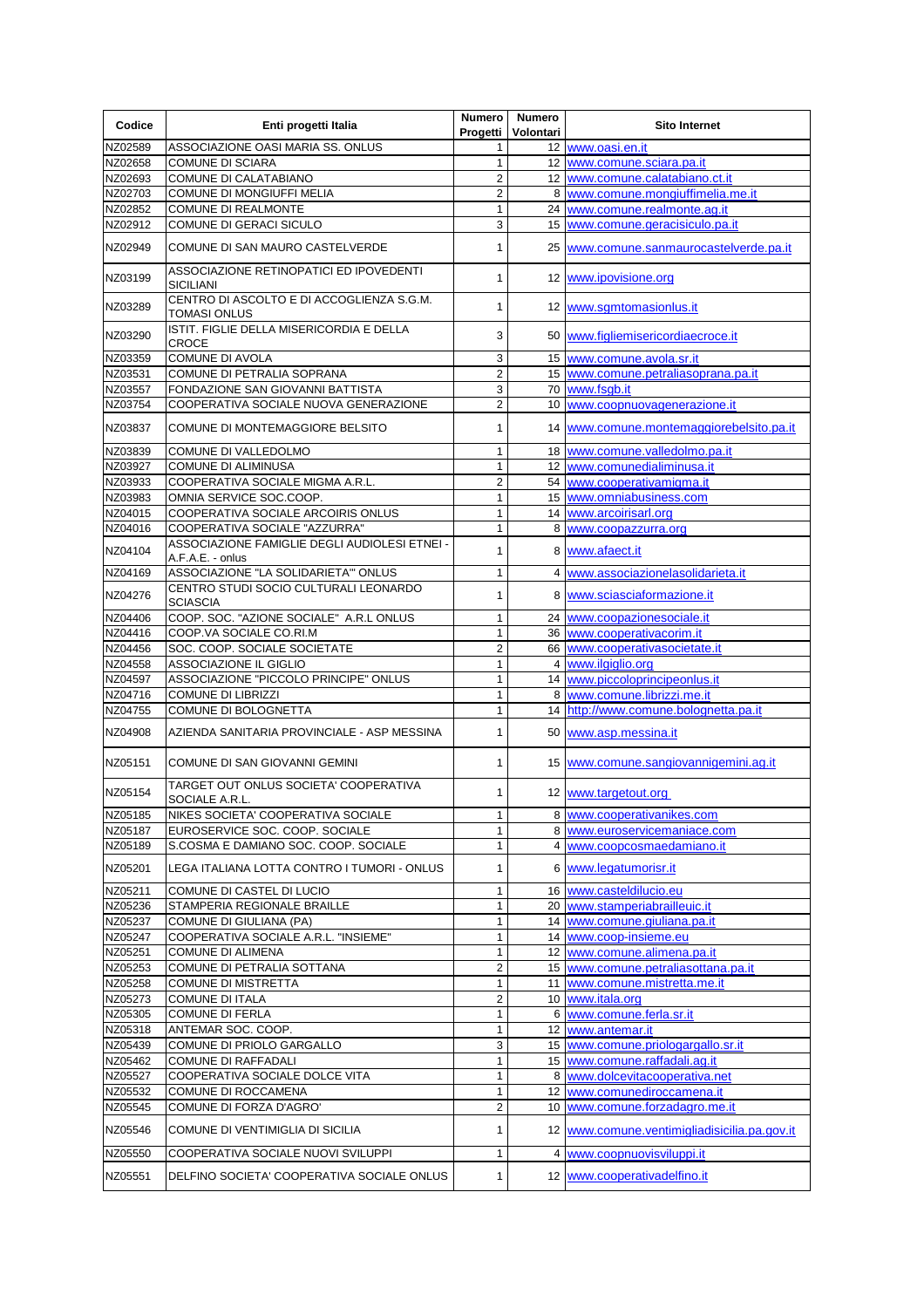| Codice | Enti progetti Italia | Numero Progetti | Numero Volontari | Sito Internet |
|---|---|---|---|---|
| NZ02589 | ASSOCIAZIONE OASI MARIA SS. ONLUS | 1 | 12 | www.oasi.en.it |
| NZ02658 | COMUNE DI SCIARA | 1 | 12 | www.comune.sciara.pa.it |
| NZ02693 | COMUNE DI CALATABIANO | 2 | 12 | www.comune.calatabiano.ct.it |
| NZ02703 | COMUNE DI MONGIUFFI MELIA | 2 | 8 | www.comune.mongiuffimelia.me.it |
| NZ02852 | COMUNE DI REALMONTE | 1 | 24 | www.comune.realmonte.ag.it |
| NZ02912 | COMUNE DI GERACI SICULO | 3 | 15 | www.comune.geracisiculo.pa.it |
| NZ02949 | COMUNE DI SAN MAURO CASTELVERDE | 1 | 25 | www.comune.sanmaurocastelverde.pa.it |
| NZ03199 | ASSOCIAZIONE RETINOPATICI ED IPOVEDENTI SICILIANI | 1 | 12 | www.ipovisione.org |
| NZ03289 | CENTRO DI ASCOLTO E DI ACCOGLIENZA S.G.M. TOMASI ONLUS | 1 | 12 | www.sgmtomasionlus.it |
| NZ03290 | ISTIT. FIGLIE DELLA MISERICORDIA E DELLA CROCE | 3 | 50 | www.figliemisericordiaecroce.it |
| NZ03359 | COMUNE DI AVOLA | 3 | 15 | www.comune.avola.sr.it |
| NZ03531 | COMUNE DI PETRALIA SOPRANA | 2 | 15 | www.comune.petraliasoprana.pa.it |
| NZ03557 | FONDAZIONE SAN GIOVANNI BATTISTA | 3 | 70 | www.fsgb.it |
| NZ03754 | COOPERATIVA SOCIALE NUOVA GENERAZIONE | 2 | 10 | www.coopnuovagenerazione.it |
| NZ03837 | COMUNE DI MONTEMAGGIORE BELSITO | 1 | 14 | www.comune.montemaggiorebelsito.pa.it |
| NZ03839 | COMUNE DI VALLEDOLMO | 1 | 18 | www.comune.valledolmo.pa.it |
| NZ03927 | COMUNE DI ALIMINUSA | 1 | 12 | www.comunedialiminusa.it |
| NZ03933 | COOPERATIVA SOCIALE MIGMA A.R.L. | 2 | 54 | www.cooperativamigma.it |
| NZ03983 | OMNIA SERVICE SOC.COOP. | 1 | 15 | www.omniabusiness.com |
| NZ04015 | COOPERATIVA SOCIALE ARCOIRIS ONLUS | 1 | 14 | www.arcoirisarl.org |
| NZ04016 | COOPERATIVA SOCIALE "AZZURRA" | 1 | 8 | www.coopazzurra.org |
| NZ04104 | ASSOCIAZIONE FAMIGLIE DEGLI AUDIOLESI ETNEI - A.F.A.E. - onlus | 1 | 8 | www.afaect.it |
| NZ04169 | ASSOCIAZIONE "LA SOLIDARIETA'" ONLUS | 1 | 4 | www.associazionelasolidarieta.it |
| NZ04276 | CENTRO STUDI SOCIO CULTURALI LEONARDO SCIASCIA | 1 | 8 | www.sciasciaformazione.it |
| NZ04406 | COOP. SOC. "AZIONE SOCIALE" A.R.L ONLUS | 1 | 24 | www.coopazionesociale.it |
| NZ04416 | COOP.VA SOCIALE CO.RI.M | 1 | 36 | www.cooperativacorim.it |
| NZ04456 | SOC. COOP. SOCIALE SOCIETATE | 2 | 66 | www.cooperativasocietate.it |
| NZ04558 | ASSOCIAZIONE IL GIGLIO | 1 | 4 | www.ilgiglio.org |
| NZ04597 | ASSOCIAZIONE "PICCOLO PRINCIPE" ONLUS | 1 | 14 | www.piccoloprincipeonlus.it |
| NZ04716 | COMUNE DI LIBRIZZI | 1 | 8 | www.comune.librizzi.me.it |
| NZ04755 | COMUNE DI BOLOGNETTA | 1 | 14 | http://www.comune.bolognetta.pa.it |
| NZ04908 | AZIENDA SANITARIA PROVINCIALE - ASP MESSINA | 1 | 50 | www.asp.messina.it |
| NZ05151 | COMUNE DI SAN GIOVANNI GEMINI | 1 | 15 | www.comune.sangiovannigemini.ag.it |
| NZ05154 | TARGET OUT ONLUS SOCIETA' COOPERATIVA SOCIALE A.R.L. | 1 | 12 | www.targetout.org |
| NZ05185 | NIKES SOCIETA' COOPERATIVA SOCIALE | 1 | 8 | www.cooperativanikes.com |
| NZ05187 | EUROSERVICE SOC. COOP. SOCIALE | 1 | 8 | www.euroservicemaniace.com |
| NZ05189 | S.COSMA E DAMIANO SOC. COOP. SOCIALE | 1 | 4 | www.coopcosmaedamiano.it |
| NZ05201 | LEGA ITALIANA LOTTA CONTRO I TUMORI - ONLUS | 1 | 6 | www.legatumorisr.it |
| NZ05211 | COMUNE DI CASTEL DI LUCIO | 1 | 16 | www.casteldilucio.eu |
| NZ05236 | STAMPERIA REGIONALE BRAILLE | 1 | 20 | www.stamperiabrailleuic.it |
| NZ05237 | COMUNE DI GIULIANA (PA) | 1 | 14 | www.comune.giuliana.pa.it |
| NZ05247 | COOPERATIVA SOCIALE A.R.L. "INSIEME" | 1 | 14 | www.coop-insieme.eu |
| NZ05251 | COMUNE DI ALIMENA | 1 | 12 | www.comune.alimena.pa.it |
| NZ05253 | COMUNE DI PETRALIA SOTTANA | 2 | 15 | www.comune.petraliasottana.pa.it |
| NZ05258 | COMUNE DI MISTRETTA | 1 | 11 | www.comune.mistretta.me.it |
| NZ05273 | COMUNE DI ITALA | 2 | 10 | www.itala.org |
| NZ05305 | COMUNE DI FERLA | 1 | 6 | www.comune.ferla.sr.it |
| NZ05318 | ANTEMAR SOC. COOP. | 1 | 12 | www.antemar.it |
| NZ05439 | COMUNE DI PRIOLO GARGALLO | 3 | 15 | www.comune.priologargallo.sr.it |
| NZ05462 | COMUNE DI RAFFADALI | 1 | 15 | www.comune.raffadali.ag.it |
| NZ05527 | COOPERATIVA SOCIALE DOLCE VITA | 1 | 8 | www.dolcevitacooperativa.net |
| NZ05532 | COMUNE DI ROCCAMENA | 1 | 12 | www.comunediroccamena.it |
| NZ05545 | COMUNE DI FORZA D'AGRO' | 2 | 10 | www.comune.forzadagro.me.it |
| NZ05546 | COMUNE DI VENTIMIGLIA DI SICILIA | 1 | 12 | www.comune.ventimigliadisicilia.pa.gov.it |
| NZ05550 | COOPERATIVA SOCIALE NUOVI SVILUPPI | 1 | 4 | www.coopnuovisviluppi.it |
| NZ05551 | DELFINO SOCIETA' COOPERATIVA SOCIALE ONLUS | 1 | 12 | www.cooperativadelfino.it |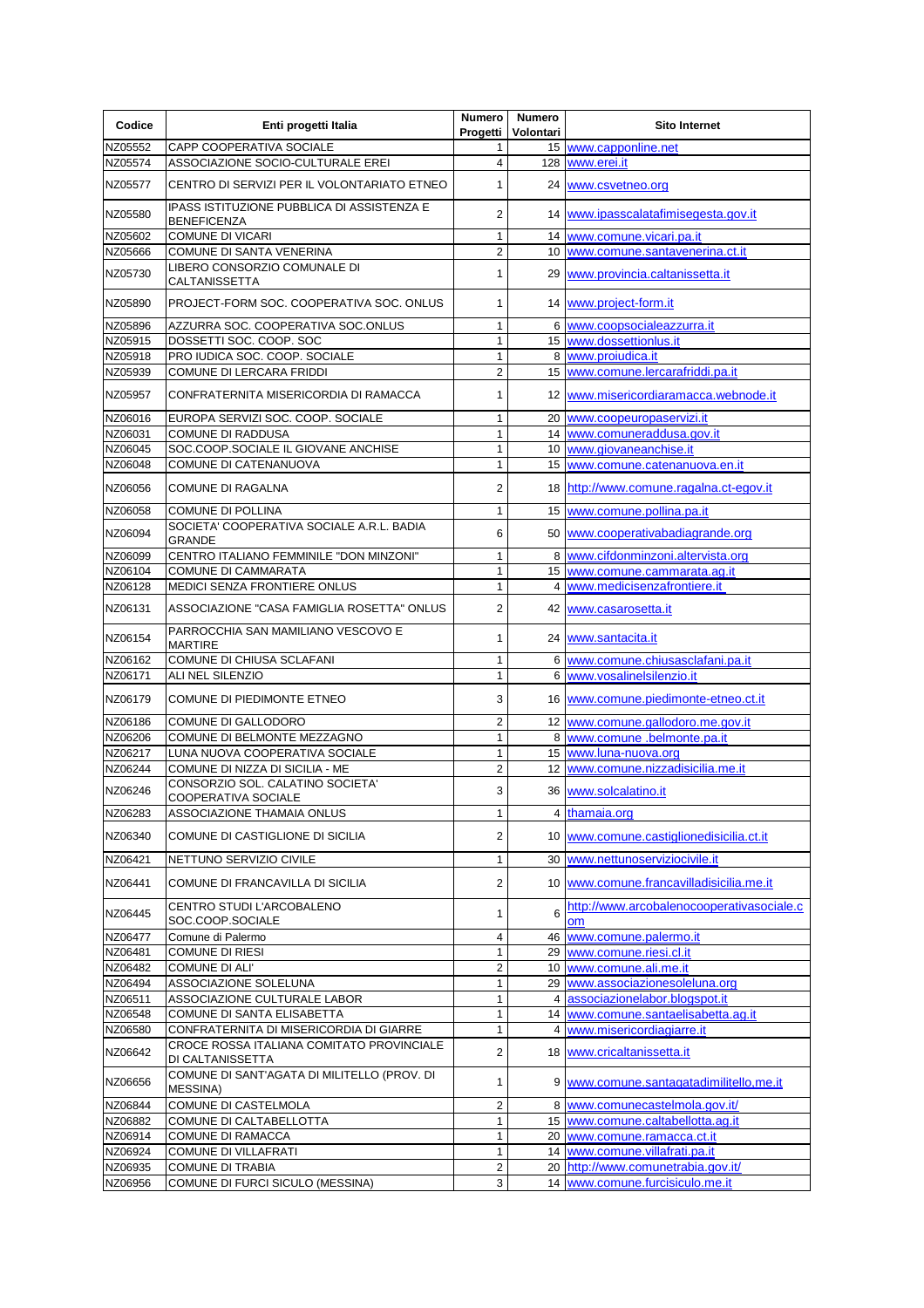| Codice | Enti progetti Italia | Numero Progetti | Numero Volontari | Sito Internet |
|---|---|---|---|---|
| NZ05552 | CAPP COOPERATIVA SOCIALE | 1 | 15 | www.capponline.net |
| NZ05574 | ASSOCIAZIONE SOCIO-CULTURALE EREI | 4 | 128 | www.erei.it |
| NZ05577 | CENTRO DI SERVIZI PER IL VOLONTARIATO ETNEO | 1 | 24 | www.csvetneo.org |
| NZ05580 | IPASS ISTITUZIONE PUBBLICA DI ASSISTENZA E BENEFICENZA | 2 | 14 | www.ipasscalatafimisegesta.gov.it |
| NZ05602 | COMUNE DI VICARI | 1 | 14 | www.comune.vicari.pa.it |
| NZ05666 | COMUNE DI SANTA VENERINA | 2 | 10 | www.comune.santavenerina.ct.it |
| NZ05730 | LIBERO CONSORZIO COMUNALE DI CALTANISSETTA | 1 | 29 | www.provincia.caltanissetta.it |
| NZ05890 | PROJECT-FORM SOC. COOPERATIVA SOC. ONLUS | 1 | 14 | www.project-form.it |
| NZ05896 | AZZURRA SOC. COOPERATIVA SOC.ONLUS | 1 | 6 | www.coopsocialeazzurra.it |
| NZ05915 | DOSSETTI SOC. COOP. SOC | 1 | 15 | www.dossettionlus.it |
| NZ05918 | PRO IUDICA SOC. COOP. SOCIALE | 1 | 8 | www.proiudica.it |
| NZ05939 | COMUNE DI LERCARA FRIDDI | 2 | 15 | www.comune.lercarafriddi.pa.it |
| NZ05957 | CONFRATERNITA MISERICORDIA DI RAMACCA | 1 | 12 | www.misericordiaramacca.webnode.it |
| NZ06016 | EUROPA SERVIZI SOC. COOP. SOCIALE | 1 | 20 | www.coopeuropaservizi.it |
| NZ06031 | COMUNE DI RADDUSA | 1 | 14 | www.comuneraddusa.gov.it |
| NZ06045 | SOC.COOP.SOCIALE IL GIOVANE ANCHISE | 1 | 10 | www.giovaneanchise.it |
| NZ06048 | COMUNE DI CATENANUOVA | 1 | 15 | www.comune.catenanuova.en.it |
| NZ06056 | COMUNE DI RAGALNA | 2 | 18 | http://www.comune.ragalna.ct-egov.it |
| NZ06058 | COMUNE DI POLLINA | 1 | 15 | www.comune.pollina.pa.it |
| NZ06094 | SOCIETA' COOPERATIVA SOCIALE A.R.L. BADIA GRANDE | 6 | 50 | www.cooperativabadiagrande.org |
| NZ06099 | CENTRO ITALIANO FEMMINILE "DON MINZONI" | 1 | 8 | www.cifdonminzoni.altervista.org |
| NZ06104 | COMUNE DI CAMMARATA | 1 | 15 | www.comune.cammarata.ag.it |
| NZ06128 | MEDICI SENZA FRONTIERE ONLUS | 1 | 4 | www.medicisenzafrontiere.it |
| NZ06131 | ASSOCIAZIONE "CASA FAMIGLIA ROSETTA" ONLUS | 2 | 42 | www.casarosetta.it |
| NZ06154 | PARROCCHIA SAN MAMILIANO VESCOVO E MARTIRE | 1 | 24 | www.santacita.it |
| NZ06162 | COMUNE DI CHIUSA SCLAFANI | 1 | 6 | www.comune.chiusasclafani.pa.it |
| NZ06171 | ALI NEL SILENZIO | 1 | 6 | www.vosalinelsilenzio.it |
| NZ06179 | COMUNE DI PIEDIMONTE ETNEO | 3 | 16 | www.comune.piedimonte-etneo.ct.it |
| NZ06186 | COMUNE DI GALLODORO | 2 | 12 | www.comune.gallodoro.me.gov.it |
| NZ06206 | COMUNE DI BELMONTE MEZZAGNO | 1 | 8 | www.comune .belmonte.pa.it |
| NZ06217 | LUNA NUOVA COOPERATIVA SOCIALE | 1 | 15 | www.luna-nuova.org |
| NZ06244 | COMUNE DI NIZZA DI SICILIA - ME | 2 | 12 | www.comune.nizzadisicilia.me.it |
| NZ06246 | CONSORZIO SOL. CALATINO SOCIETA' COOPERATIVA SOCIALE | 3 | 36 | www.solcalatino.it |
| NZ06283 | ASSOCIAZIONE THAMAIA ONLUS | 1 | 4 | thamaia.org |
| NZ06340 | COMUNE DI CASTIGLIONE DI SICILIA | 2 | 10 | www.comune.castiglionedisicilia.ct.it |
| NZ06421 | NETTUNO SERVIZIO CIVILE | 1 | 30 | www.nettunoserviziocivile.it |
| NZ06441 | COMUNE DI FRANCAVILLA DI SICILIA | 2 | 10 | www.comune.francavilladisicilia.me.it |
| NZ06445 | CENTRO STUDI L'ARCOBALENO SOC.COOP.SOCIALE | 1 | 6 | http://www.arcobalenocooperativasociale.com |
| NZ06477 | Comune di Palermo | 4 | 46 | www.comune.palermo.it |
| NZ06481 | COMUNE DI RIESI | 1 | 29 | www.comune.riesi.cl.it |
| NZ06482 | COMUNE DI ALI' | 2 | 10 | www.comune.ali.me.it |
| NZ06494 | ASSOCIAZIONE SOLELUNA | 1 | 29 | www.associazionesoleluna.org |
| NZ06511 | ASSOCIAZIONE CULTURALE LABOR | 1 | 4 | associazionelabor.blogspot.it |
| NZ06548 | COMUNE DI SANTA ELISABETTA | 1 | 14 | www.comune.santaelisabetta.ag.it |
| NZ06580 | CONFRATERNITA DI MISERICORDIA DI GIARRE | 1 | 4 | www.misericordiagiarre.it |
| NZ06642 | CROCE ROSSA ITALIANA COMITATO PROVINCIALE DI CALTANISSETTA | 2 | 18 | www.cricaltanissetta.it |
| NZ06656 | COMUNE DI SANT'AGATA DI MILITELLO (PROV. DI MESSINA) | 1 | 9 | www.comune.santagatadimilitello,me.it |
| NZ06844 | COMUNE DI CASTELMOLA | 2 | 8 | www.comunecastelmola.gov.it/ |
| NZ06882 | COMUNE DI CALTABELLOTTA | 1 | 15 | www.comune.caltabellotta.ag.it |
| NZ06914 | COMUNE DI RAMACCA | 1 | 20 | www.comune.ramacca.ct.it |
| NZ06924 | COMUNE DI VILLAFRATI | 1 | 14 | www.comune.villafrati.pa.it |
| NZ06935 | COMUNE DI TRABIA | 2 | 20 | http://www.comunetrabia.gov.it/ |
| NZ06956 | COMUNE DI FURCI SICULO (MESSINA) | 3 | 14 | www.comune.furcisiculo.me.it |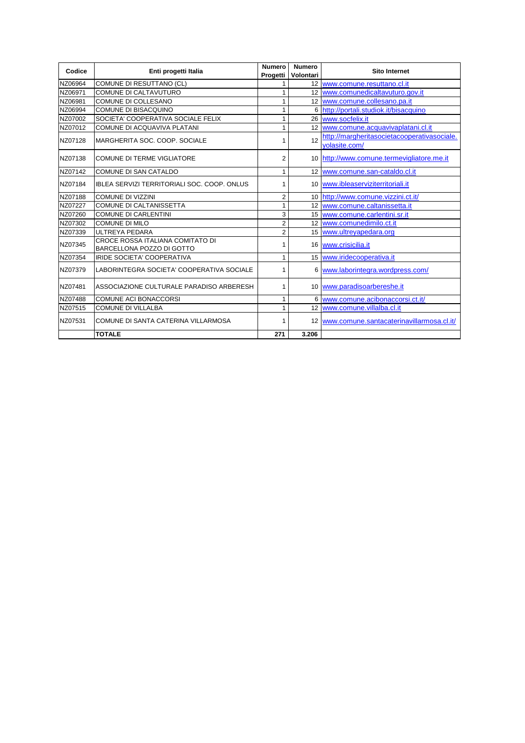| Codice | Enti progetti Italia | Numero Progetti | Numero Volontari | Sito Internet |
|---|---|---|---|---|
| NZ06964 | COMUNE DI RESUTTANO (CL) | 1 | 12 | www.comune.resuttano.cl.it |
| NZ06971 | COMUNE DI CALTAVUTURO | 1 | 12 | www.comunedicaltavuturo.gov.it |
| NZ06981 | COMUNE DI COLLESANO | 1 | 12 | www.comune.collesano.pa.it |
| NZ06994 | COMUNE DI BISACQUINO | 1 | 6 | http://portali.studiok.it/bisacquino |
| NZ07002 | SOCIETA' COOPERATIVA SOCIALE FELIX | 1 | 26 | www.socfelix.it |
| NZ07012 | COMUNE DI ACQUAVIVA PLATANI | 1 | 12 | www.comune.acquavivaplatani.cl.it |
| NZ07128 | MARGHERITA SOC. COOP. SOCIALE | 1 | 12 | http://margheritasocietacooperativasociale.yolasite.com/ |
| NZ07138 | COMUNE DI TERME VIGLIATORE | 2 | 10 | http://www.comune.termevigliatore.me.it |
| NZ07142 | COMUNE DI SAN CATALDO | 1 | 12 | www.comune.san-cataldo.cl.it |
| NZ07184 | IBLEA SERVIZI TERRITORIALI SOC. COOP. ONLUS | 1 | 10 | www.ibleaserviziterritoriali.it |
| NZ07188 | COMUNE DI VIZZINI | 2 | 10 | http://www.comune.vizzini.ct.it/ |
| NZ07227 | COMUNE DI CALTANISSETTA | 1 | 12 | www.comune.caltanissetta.it |
| NZ07260 | COMUNE DI CARLENTINI | 3 | 15 | www.comune.carlentini.sr.it |
| NZ07302 | COMUNE DI MILO | 2 | 12 | www.comunedimilo.ct.it |
| NZ07339 | ULTREYA PEDARA | 2 | 15 | www.ultreyapedara.org |
| NZ07345 | CROCE ROSSA ITALIANA COMITATO DI BARCELLONA POZZO DI GOTTO | 1 | 16 | www.crisicilia.it |
| NZ07354 | IRIDE SOCIETA' COOPERATIVA | 1 | 15 | www.iridecooperativa.it |
| NZ07379 | LABORINTEGRA SOCIETA' COOPERATIVA SOCIALE | 1 | 6 | www.laborintegra.wordpress.com/ |
| NZ07481 | ASSOCIAZIONE CULTURALE PARADISO ARBERESH | 1 | 10 | www.paradisoarbereshe.it |
| NZ07488 | COMUNE ACI BONACCORSI | 1 | 6 | www.comune.acibonaccorsi.ct.it/ |
| NZ07515 | COMUNE DI VILLALBA | 1 | 12 | www.comune.villalba.cl.it |
| NZ07531 | COMUNE DI SANTA CATERINA VILLARMOSA | 1 | 12 | www.comune.santacaterinavillarmosa.cl.it/ |
| | **TOTALE** | **271** | **3.206** | |